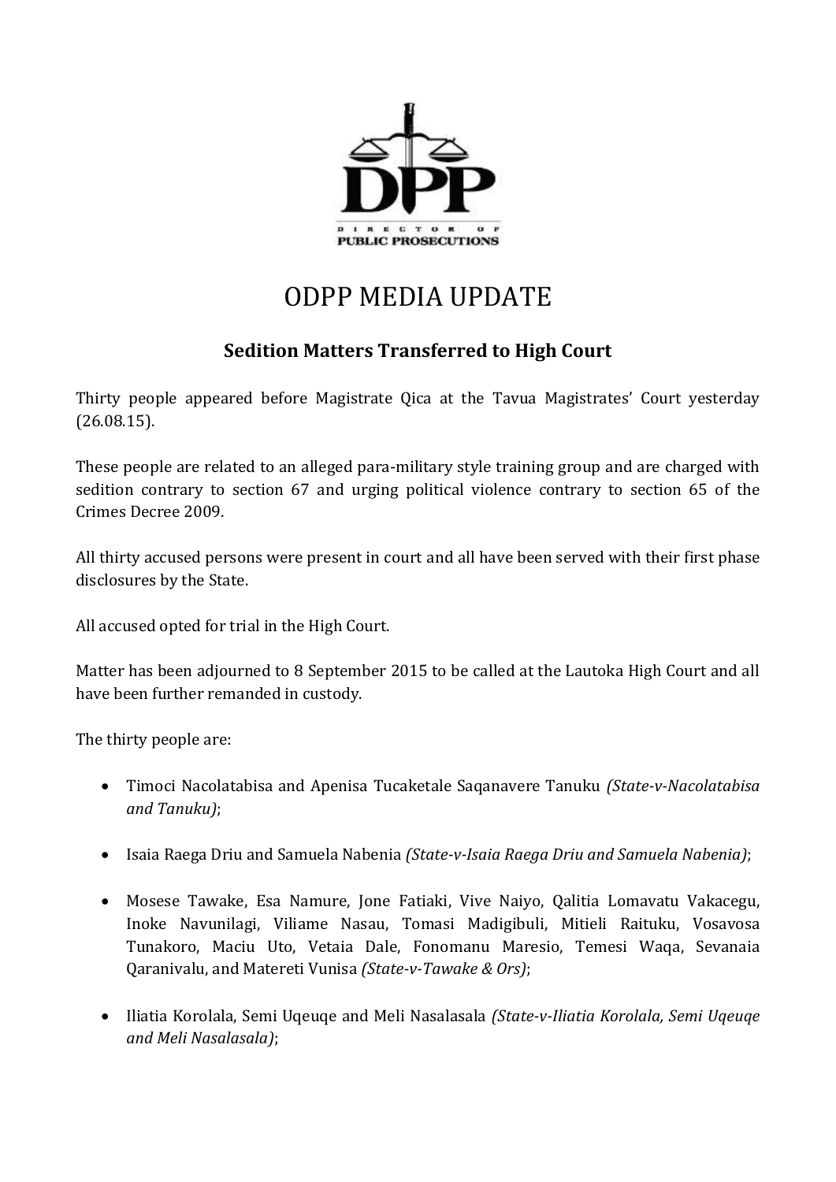# ODPP MEDIA UPDATE

## Sedition Matters Transferred to High Court

Thirty people appeared before Magistrate Qica at the Tavua Magistrates' Court yesterday (26.08.15).

These people are related to an alleged para-military style training group and are charged with sedition contrary to section 67 and urging political violence contrary to section 65 of the Crimes Decree 2009.

All thirty accused persons were present in court and all have been served with their first phase disclosures by the State.

All accused opted for trial in the High Court.

Matter has been adjourned to 8 September 2015 to be called at the Lautoka High Court and all have been further remanded in custody.

The thirty people are:

- Timoci Nacolatabisa and Apenisa Tucaketale Saqanavere Tanuku *(State-v-Nacolatabisa and Tanuku)*;
- Isaia Raega Driu and Samuela Nabenia *(State-v-Isaia Raega Driu and Samuela Nabenia)*;
- Mosese Tawake, Esa Namure, Jone Fatiaki, Vive Naiyo, Qalitia Lomavatu Vakacegu, Inoke Navunilagi, Viliame Nasau, Tomasi Madigibuli, Mitieli Raituku, Vosavosa Tunakoro, Maciu Uto, Vetaia Dale, Fonomanu Maresio, Temesi Waqa, Sevanaia Qaranivalu, and Matereti Vunisa *(State-v-Tawake & Ors)*;
- Iliatia Korolala, Semi Uqeuqe and Meli Nasalasala *(State-v-Iliatia Korolala, Semi Uqeuqe and Meli Nasalasala)*;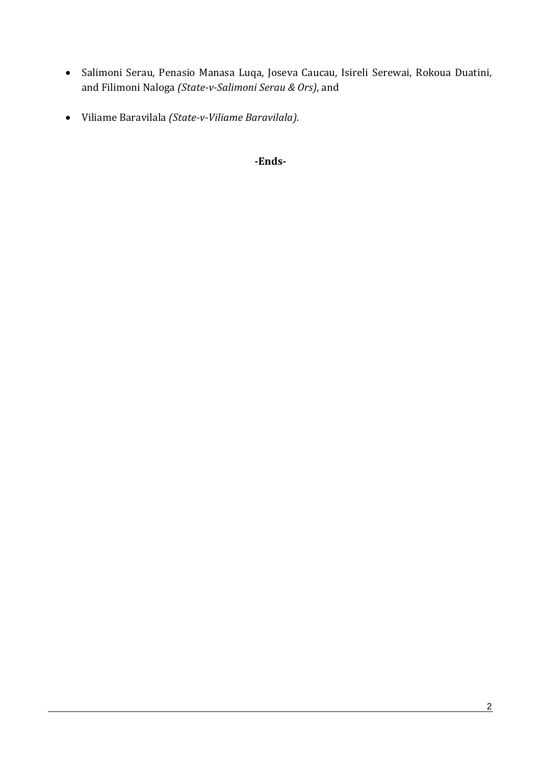- Salimoni Serau, Penasio Manasa Luqa, Joseva Caucau, Isireli Serewai, Rokoua Duatini, and Filimoni Naloga *(State-v-Salimoni Serau & Ors)*, and

- Viliame Baravilala *(State-v-Viliame Baravilala).*

**-Ends-**